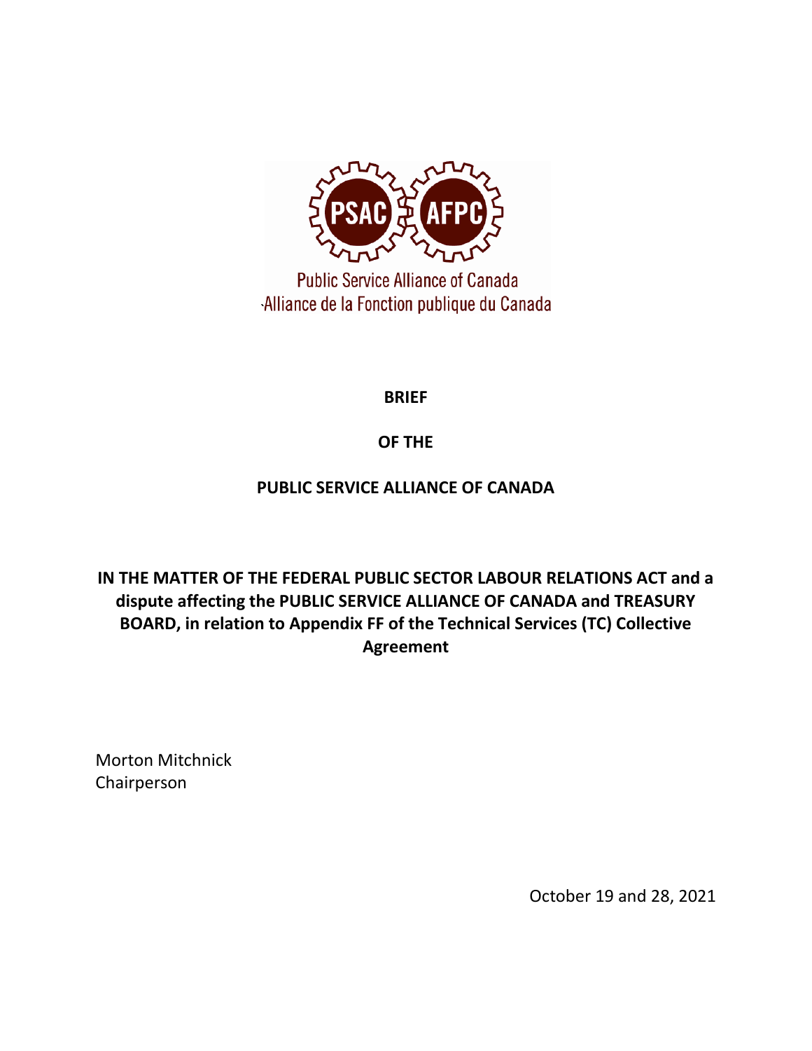PSAC AFPC

Public Service Alliance of Canada
Alliance de la Fonction publique du Canada

**BRIEF**

**OF THE**

**PUBLIC SERVICE ALLIANCE OF CANADA**

**IN THE MATTER OF THE FEDERAL PUBLIC SECTOR LABOUR RELATIONS ACT and a dispute affecting the PUBLIC SERVICE ALLIANCE OF CANADA and TREASURY BOARD, in relation to Appendix FF of the Technical Services (TC) Collective Agreement**

Morton Mitchnick
Chairperson

October 19 and 28, 2021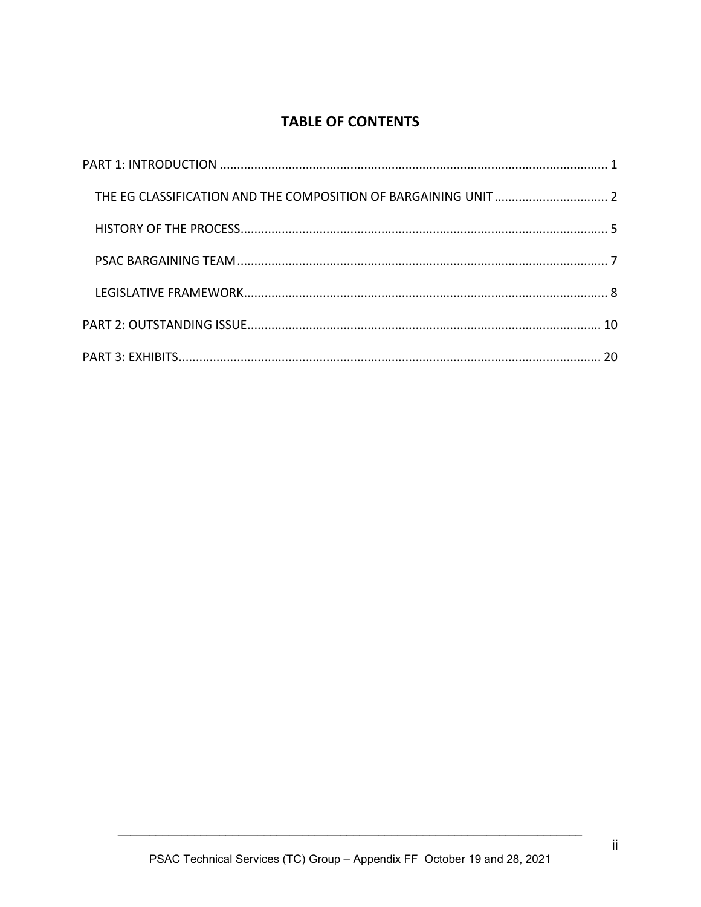# TABLE OF CONTENTS

PART 1: INTRODUCTION ................................................................................................................ 1

- THE EG CLASSIFICATION AND THE COMPOSITION OF BARGAINING UNIT ................................. 2
- HISTORY OF THE PROCESS.......................................................................................................... 5
- PSAC BARGAINING TEAM ........................................................................................................... 7
- LEGISLATIVE FRAMEWORK.......................................................................................................... 8

PART 2: OUTSTANDING ISSUE...................................................................................................... 10

PART 3: EXHIBITS.......................................................................................................................... 20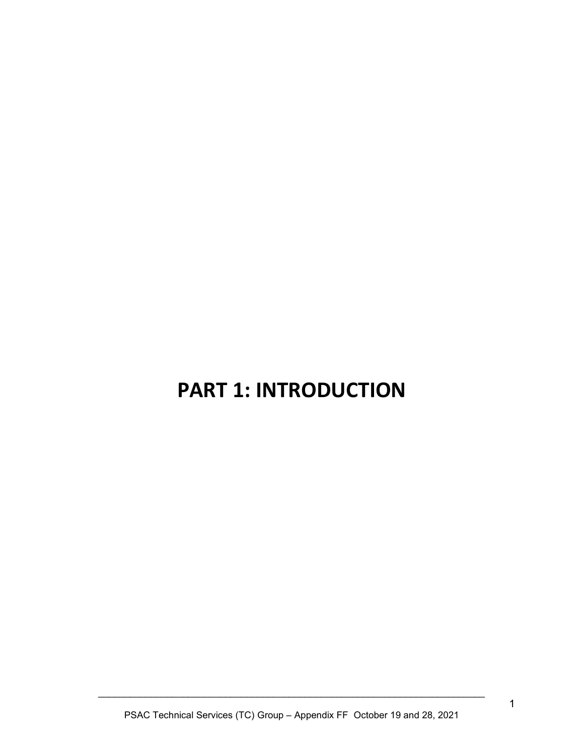# PART 1: INTRODUCTION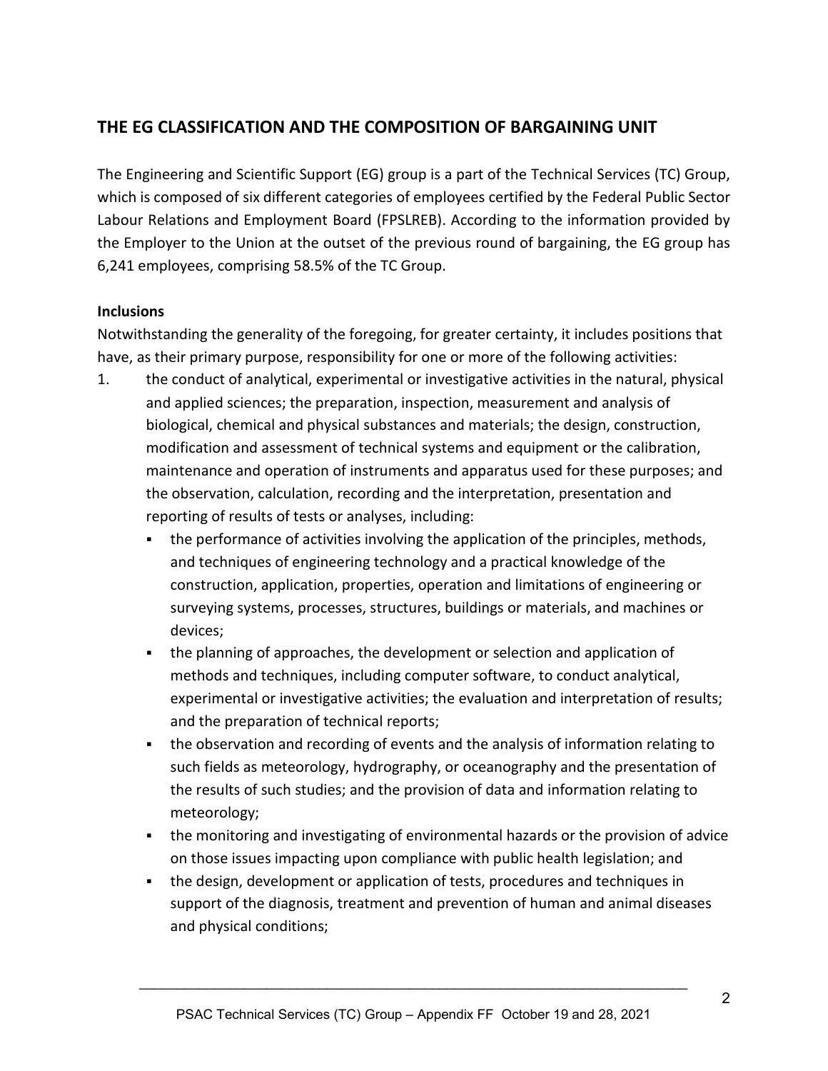## THE EG CLASSIFICATION AND THE COMPOSITION OF BARGAINING UNIT

The Engineering and Scientific Support (EG) group is a part of the Technical Services (TC) Group, which is composed of six different categories of employees certified by the Federal Public Sector Labour Relations and Employment Board (FPSLREB). According to the information provided by the Employer to the Union at the outset of the previous round of bargaining, the EG group has 6,241 employees, comprising 58.5% of the TC Group.

**Inclusions**

Notwithstanding the generality of the foregoing, for greater certainty, it includes positions that have, as their primary purpose, responsibility for one or more of the following activities:

1. the conduct of analytical, experimental or investigative activities in the natural, physical and applied sciences; the preparation, inspection, measurement and analysis of biological, chemical and physical substances and materials; the design, construction, modification and assessment of technical systems and equipment or the calibration, maintenance and operation of instruments and apparatus used for these purposes; and the observation, calculation, recording and the interpretation, presentation and reporting of results of tests or analyses, including:
   - the performance of activities involving the application of the principles, methods, and techniques of engineering technology and a practical knowledge of the construction, application, properties, operation and limitations of engineering or surveying systems, processes, structures, buildings or materials, and machines or devices;
   - the planning of approaches, the development or selection and application of methods and techniques, including computer software, to conduct analytical, experimental or investigative activities; the evaluation and interpretation of results; and the preparation of technical reports;
   - the observation and recording of events and the analysis of information relating to such fields as meteorology, hydrography, or oceanography and the presentation of the results of such studies; and the provision of data and information relating to meteorology;
   - the monitoring and investigating of environmental hazards or the provision of advice on those issues impacting upon compliance with public health legislation; and
   - the design, development or application of tests, procedures and techniques in support of the diagnosis, treatment and prevention of human and animal diseases and physical conditions;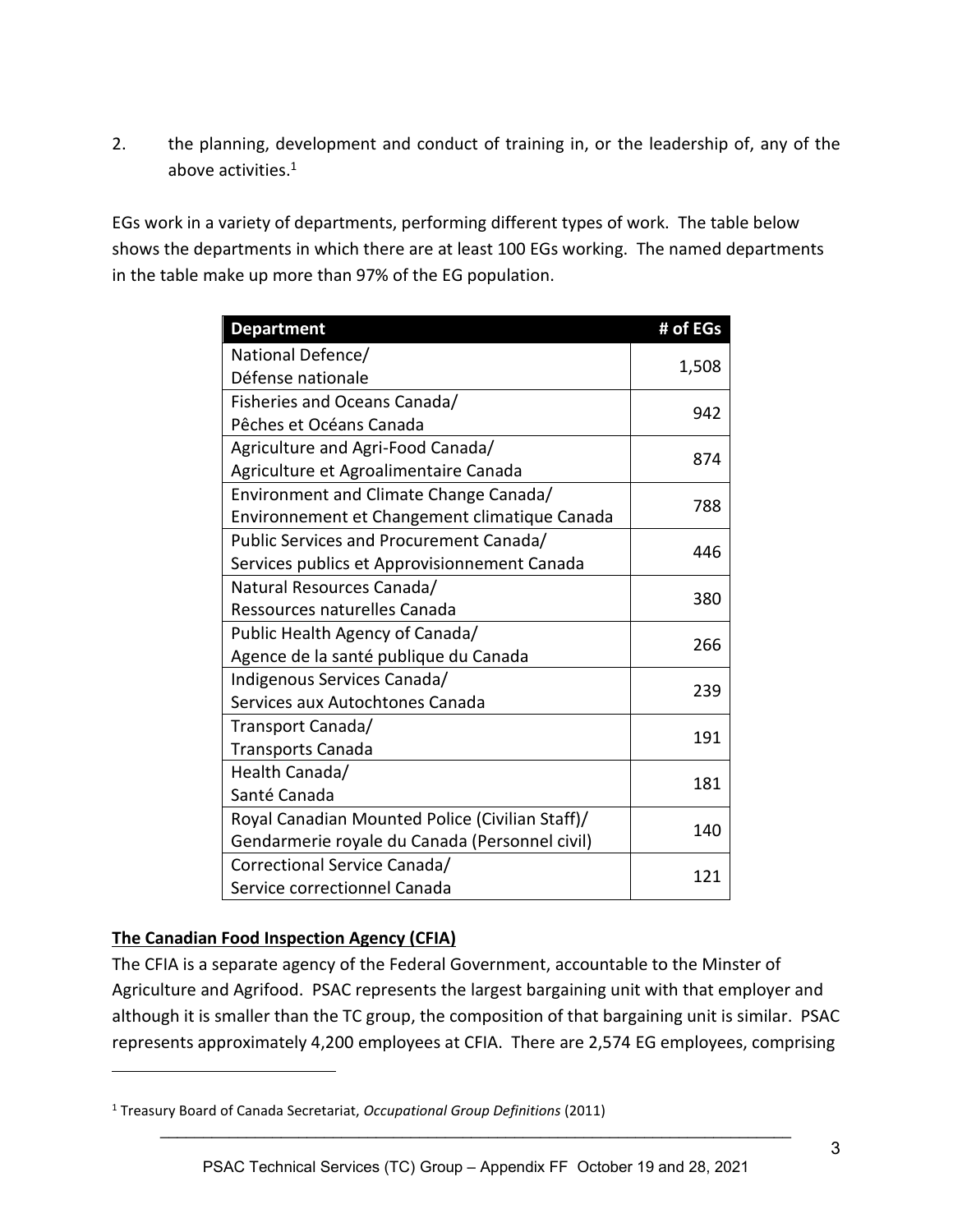2. the planning, development and conduct of training in, or the leadership of, any of the above activities.[1]

EGs work in a variety of departments, performing different types of work. The table below shows the departments in which there are at least 100 EGs working. The named departments in the table make up more than 97% of the EG population.

| Department | # of EGs |
|---|---|
| National Defence/ Défense nationale | 1,508 |
| Fisheries and Oceans Canada/ Pêches et Océans Canada | 942 |
| Agriculture and Agri-Food Canada/ Agriculture et Agroalimentaire Canada | 874 |
| Environment and Climate Change Canada/ Environnement et Changement climatique Canada | 788 |
| Public Services and Procurement Canada/ Services publics et Approvisionnement Canada | 446 |
| Natural Resources Canada/ Ressources naturelles Canada | 380 |
| Public Health Agency of Canada/ Agence de la santé publique du Canada | 266 |
| Indigenous Services Canada/ Services aux Autochtones Canada | 239 |
| Transport Canada/ Transports Canada | 191 |
| Health Canada/ Santé Canada | 181 |
| Royal Canadian Mounted Police (Civilian Staff)/ Gendarmerie royale du Canada (Personnel civil) | 140 |
| Correctional Service Canada/ Service correctionnel Canada | 121 |

**The Canadian Food Inspection Agency (CFIA)**

The CFIA is a separate agency of the Federal Government, accountable to the Minster of Agriculture and Agrifood. PSAC represents the largest bargaining unit with that employer and although it is smaller than the TC group, the composition of that bargaining unit is similar. PSAC represents approximately 4,200 employees at CFIA. There are 2,574 EG employees, comprising

[1] Treasury Board of Canada Secretariat, *Occupational Group Definitions* (2011)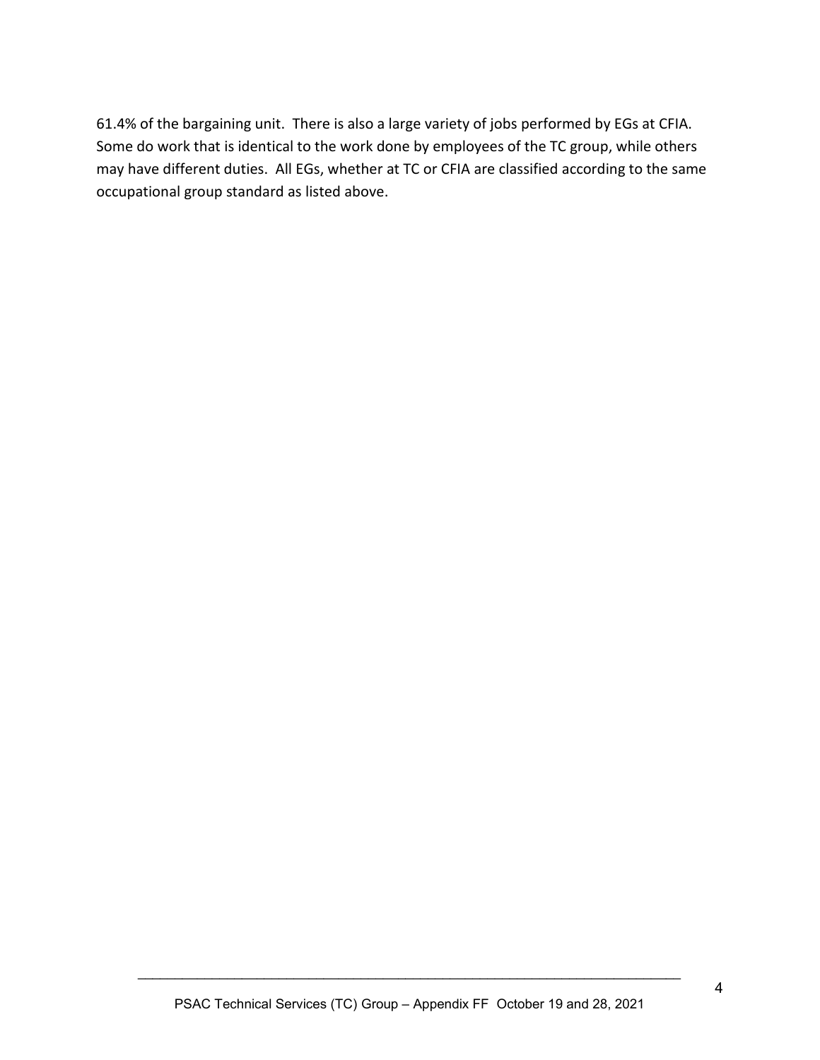61.4% of the bargaining unit. There is also a large variety of jobs performed by EGs at CFIA. Some do work that is identical to the work done by employees of the TC group, while others may have different duties. All EGs, whether at TC or CFIA are classified according to the same occupational group standard as listed above.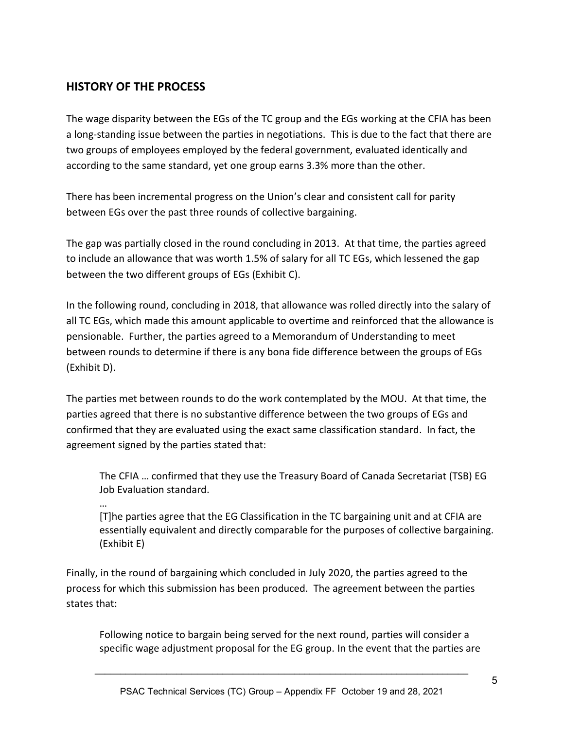## HISTORY OF THE PROCESS

The wage disparity between the EGs of the TC group and the EGs working at the CFIA has been a long-standing issue between the parties in negotiations. This is due to the fact that there are two groups of employees employed by the federal government, evaluated identically and according to the same standard, yet one group earns 3.3% more than the other.

There has been incremental progress on the Union's clear and consistent call for parity between EGs over the past three rounds of collective bargaining.

The gap was partially closed in the round concluding in 2013. At that time, the parties agreed to include an allowance that was worth 1.5% of salary for all TC EGs, which lessened the gap between the two different groups of EGs (Exhibit C).

In the following round, concluding in 2018, that allowance was rolled directly into the salary of all TC EGs, which made this amount applicable to overtime and reinforced that the allowance is pensionable. Further, the parties agreed to a Memorandum of Understanding to meet between rounds to determine if there is any bona fide difference between the groups of EGs (Exhibit D).

The parties met between rounds to do the work contemplated by the MOU. At that time, the parties agreed that there is no substantive difference between the two groups of EGs and confirmed that they are evaluated using the exact same classification standard. In fact, the agreement signed by the parties stated that:

> The CFIA … confirmed that they use the Treasury Board of Canada Secretariat (TSB) EG Job Evaluation standard.
>
> …
>
> [T]he parties agree that the EG Classification in the TC bargaining unit and at CFIA are essentially equivalent and directly comparable for the purposes of collective bargaining. (Exhibit E)

Finally, in the round of bargaining which concluded in July 2020, the parties agreed to the process for which this submission has been produced. The agreement between the parties states that:

> Following notice to bargain being served for the next round, parties will consider a specific wage adjustment proposal for the EG group. In the event that the parties are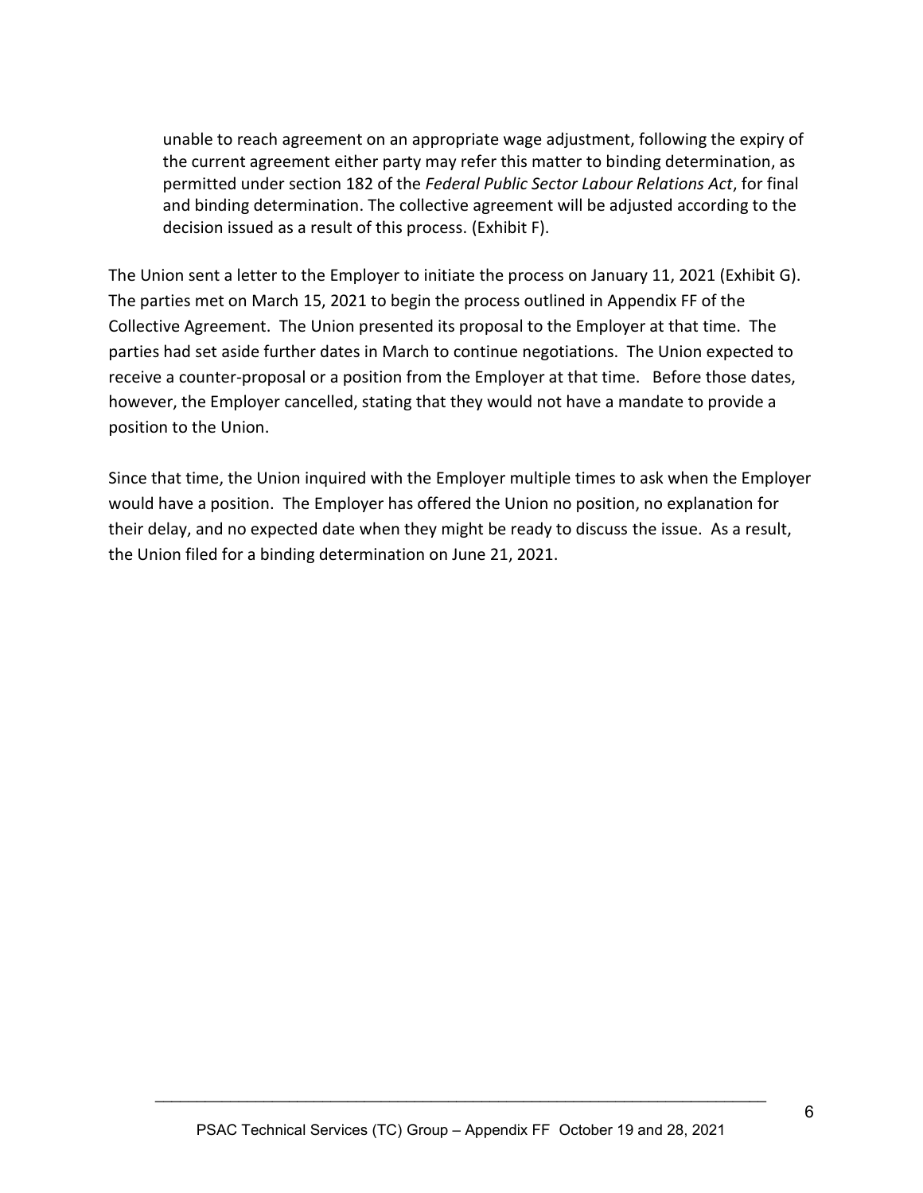> unable to reach agreement on an appropriate wage adjustment, following the expiry of the current agreement either party may refer this matter to binding determination, as permitted under section 182 of the *Federal Public Sector Labour Relations Act*, for final and binding determination. The collective agreement will be adjusted according to the decision issued as a result of this process. (Exhibit F).

The Union sent a letter to the Employer to initiate the process on January 11, 2021 (Exhibit G). The parties met on March 15, 2021 to begin the process outlined in Appendix FF of the Collective Agreement. The Union presented its proposal to the Employer at that time. The parties had set aside further dates in March to continue negotiations. The Union expected to receive a counter-proposal or a position from the Employer at that time. Before those dates, however, the Employer cancelled, stating that they would not have a mandate to provide a position to the Union.

Since that time, the Union inquired with the Employer multiple times to ask when the Employer would have a position. The Employer has offered the Union no position, no explanation for their delay, and no expected date when they might be ready to discuss the issue. As a result, the Union filed for a binding determination on June 21, 2021.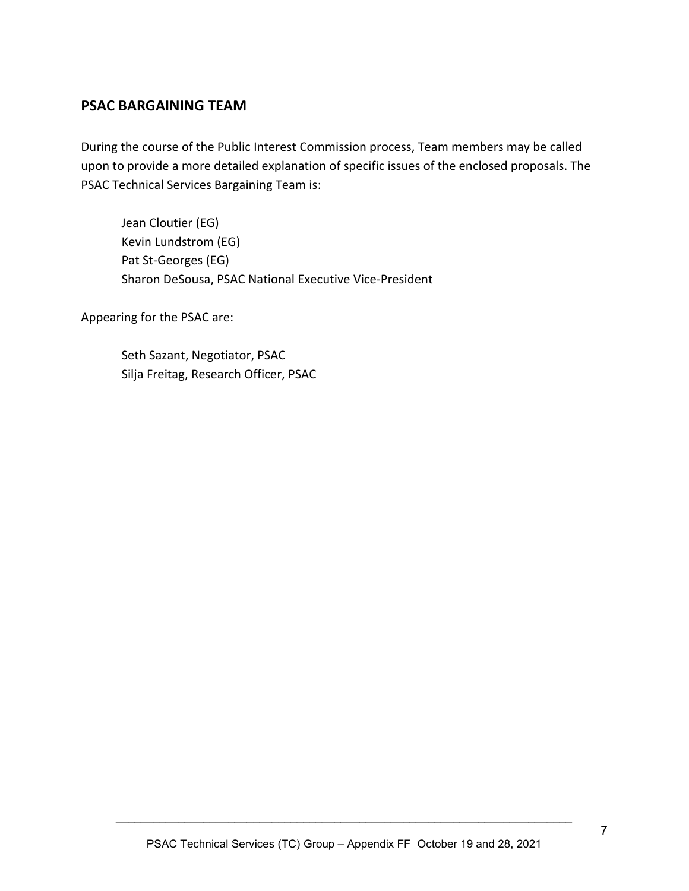## PSAC BARGAINING TEAM

During the course of the Public Interest Commission process, Team members may be called upon to provide a more detailed explanation of specific issues of the enclosed proposals. The PSAC Technical Services Bargaining Team is:

Jean Cloutier (EG)
Kevin Lundstrom (EG)
Pat St-Georges (EG)
Sharon DeSousa, PSAC National Executive Vice-President

Appearing for the PSAC are:

Seth Sazant, Negotiator, PSAC
Silja Freitag, Research Officer, PSAC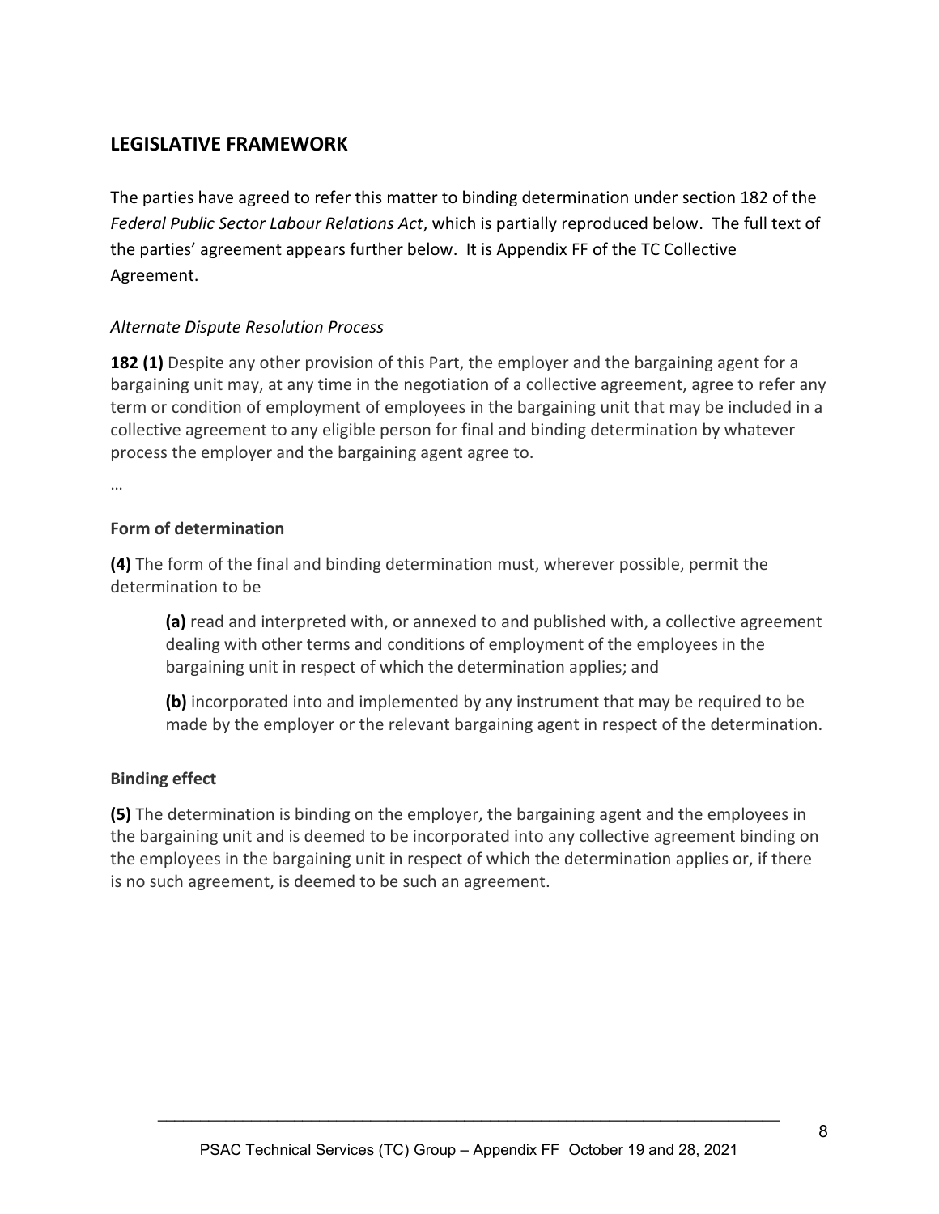## LEGISLATIVE FRAMEWORK

The parties have agreed to refer this matter to binding determination under section 182 of the *Federal Public Sector Labour Relations Act*, which is partially reproduced below. The full text of the parties' agreement appears further below. It is Appendix FF of the TC Collective Agreement.

*Alternate Dispute Resolution Process*

**182 (1)** Despite any other provision of this Part, the employer and the bargaining agent for a bargaining unit may, at any time in the negotiation of a collective agreement, agree to refer any term or condition of employment of employees in the bargaining unit that may be included in a collective agreement to any eligible person for final and binding determination by whatever process the employer and the bargaining agent agree to.

…

**Form of determination**

**(4)** The form of the final and binding determination must, wherever possible, permit the determination to be

> **(a)** read and interpreted with, or annexed to and published with, a collective agreement dealing with other terms and conditions of employment of the employees in the bargaining unit in respect of which the determination applies; and
>
> **(b)** incorporated into and implemented by any instrument that may be required to be made by the employer or the relevant bargaining agent in respect of the determination.

**Binding effect**

**(5)** The determination is binding on the employer, the bargaining agent and the employees in the bargaining unit and is deemed to be incorporated into any collective agreement binding on the employees in the bargaining unit in respect of which the determination applies or, if there is no such agreement, is deemed to be such an agreement.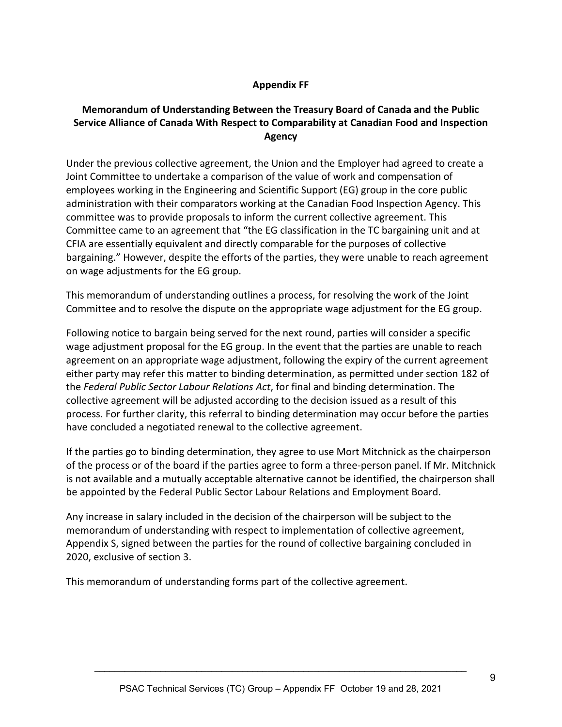## Appendix FF

### Memorandum of Understanding Between the Treasury Board of Canada and the Public Service Alliance of Canada With Respect to Comparability at Canadian Food and Inspection Agency

Under the previous collective agreement, the Union and the Employer had agreed to create a Joint Committee to undertake a comparison of the value of work and compensation of employees working in the Engineering and Scientific Support (EG) group in the core public administration with their comparators working at the Canadian Food Inspection Agency. This committee was to provide proposals to inform the current collective agreement. This Committee came to an agreement that "the EG classification in the TC bargaining unit and at CFIA are essentially equivalent and directly comparable for the purposes of collective bargaining." However, despite the efforts of the parties, they were unable to reach agreement on wage adjustments for the EG group.

This memorandum of understanding outlines a process, for resolving the work of the Joint Committee and to resolve the dispute on the appropriate wage adjustment for the EG group.

Following notice to bargain being served for the next round, parties will consider a specific wage adjustment proposal for the EG group. In the event that the parties are unable to reach agreement on an appropriate wage adjustment, following the expiry of the current agreement either party may refer this matter to binding determination, as permitted under section 182 of the *Federal Public Sector Labour Relations Act*, for final and binding determination. The collective agreement will be adjusted according to the decision issued as a result of this process. For further clarity, this referral to binding determination may occur before the parties have concluded a negotiated renewal to the collective agreement.

If the parties go to binding determination, they agree to use Mort Mitchnick as the chairperson of the process or of the board if the parties agree to form a three-person panel. If Mr. Mitchnick is not available and a mutually acceptable alternative cannot be identified, the chairperson shall be appointed by the Federal Public Sector Labour Relations and Employment Board.

Any increase in salary included in the decision of the chairperson will be subject to the memorandum of understanding with respect to implementation of collective agreement, Appendix S, signed between the parties for the round of collective bargaining concluded in 2020, exclusive of section 3.

This memorandum of understanding forms part of the collective agreement.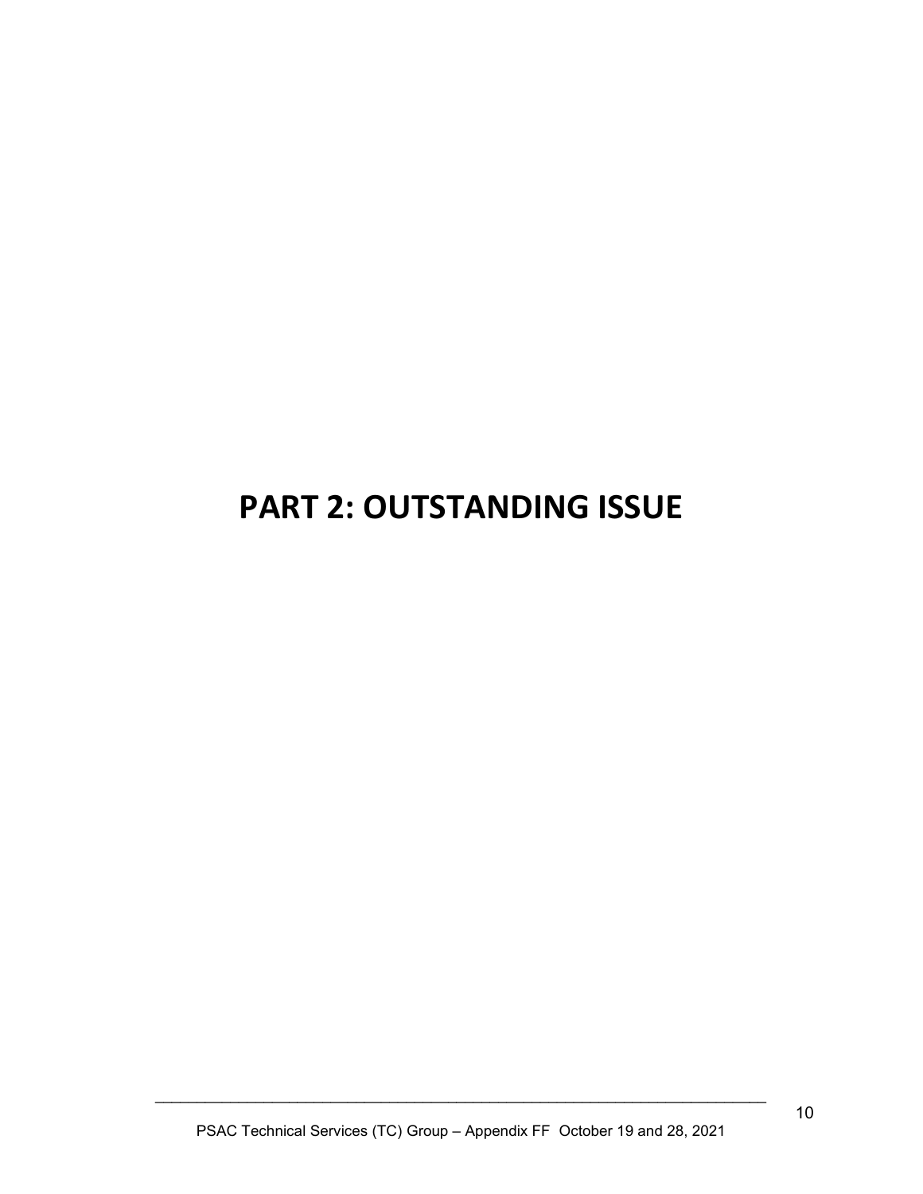# PART 2: OUTSTANDING ISSUE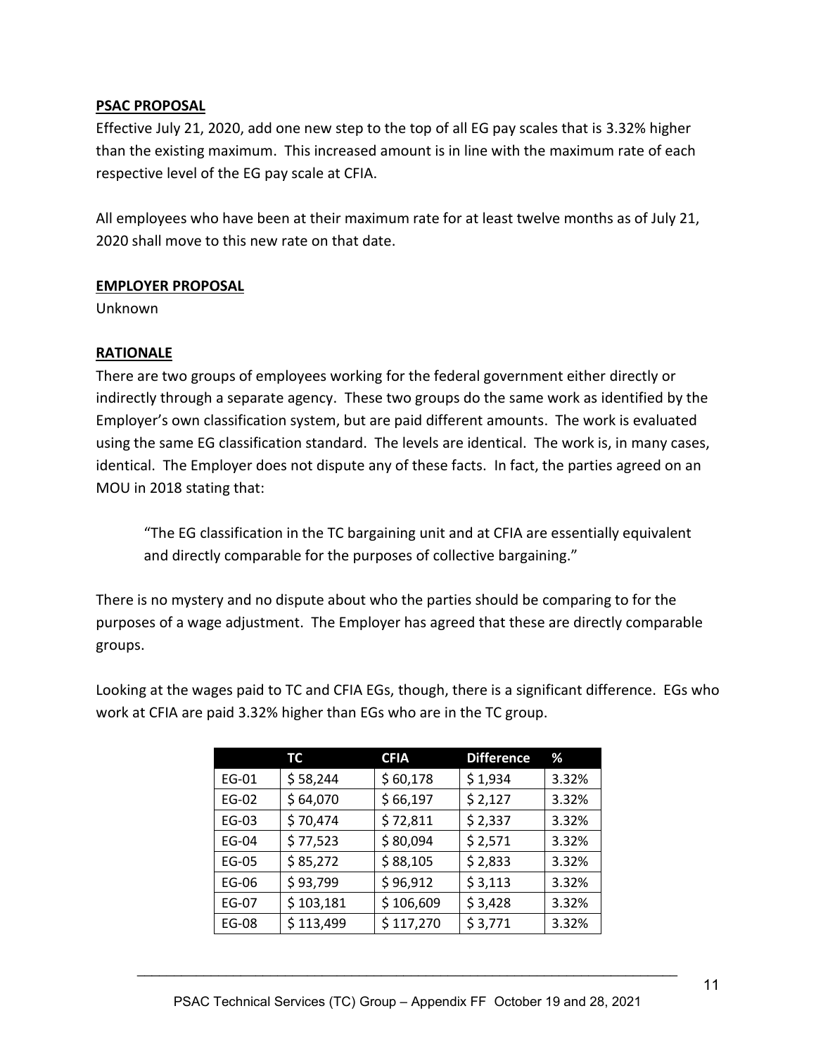**PSAC PROPOSAL**

Effective July 21, 2020, add one new step to the top of all EG pay scales that is 3.32% higher than the existing maximum. This increased amount is in line with the maximum rate of each respective level of the EG pay scale at CFIA.

All employees who have been at their maximum rate for at least twelve months as of July 21, 2020 shall move to this new rate on that date.

**EMPLOYER PROPOSAL**

Unknown

**RATIONALE**

There are two groups of employees working for the federal government either directly or indirectly through a separate agency. These two groups do the same work as identified by the Employer's own classification system, but are paid different amounts. The work is evaluated using the same EG classification standard. The levels are identical. The work is, in many cases, identical. The Employer does not dispute any of these facts. In fact, the parties agreed on an MOU in 2018 stating that:

> "The EG classification in the TC bargaining unit and at CFIA are essentially equivalent and directly comparable for the purposes of collective bargaining."

There is no mystery and no dispute about who the parties should be comparing to for the purposes of a wage adjustment. The Employer has agreed that these are directly comparable groups.

Looking at the wages paid to TC and CFIA EGs, though, there is a significant difference. EGs who work at CFIA are paid 3.32% higher than EGs who are in the TC group.

| | TC | CFIA | Difference | % |
|---|---|---|---|---|
| EG-01 | $ 58,244 | $ 60,178 | $ 1,934 | 3.32% |
| EG-02 | $ 64,070 | $ 66,197 | $ 2,127 | 3.32% |
| EG-03 | $ 70,474 | $ 72,811 | $ 2,337 | 3.32% |
| EG-04 | $ 77,523 | $ 80,094 | $ 2,571 | 3.32% |
| EG-05 | $ 85,272 | $ 88,105 | $ 2,833 | 3.32% |
| EG-06 | $ 93,799 | $ 96,912 | $ 3,113 | 3.32% |
| EG-07 | $ 103,181 | $ 106,609 | $ 3,428 | 3.32% |
| EG-08 | $ 113,499 | $ 117,270 | $ 3,771 | 3.32% |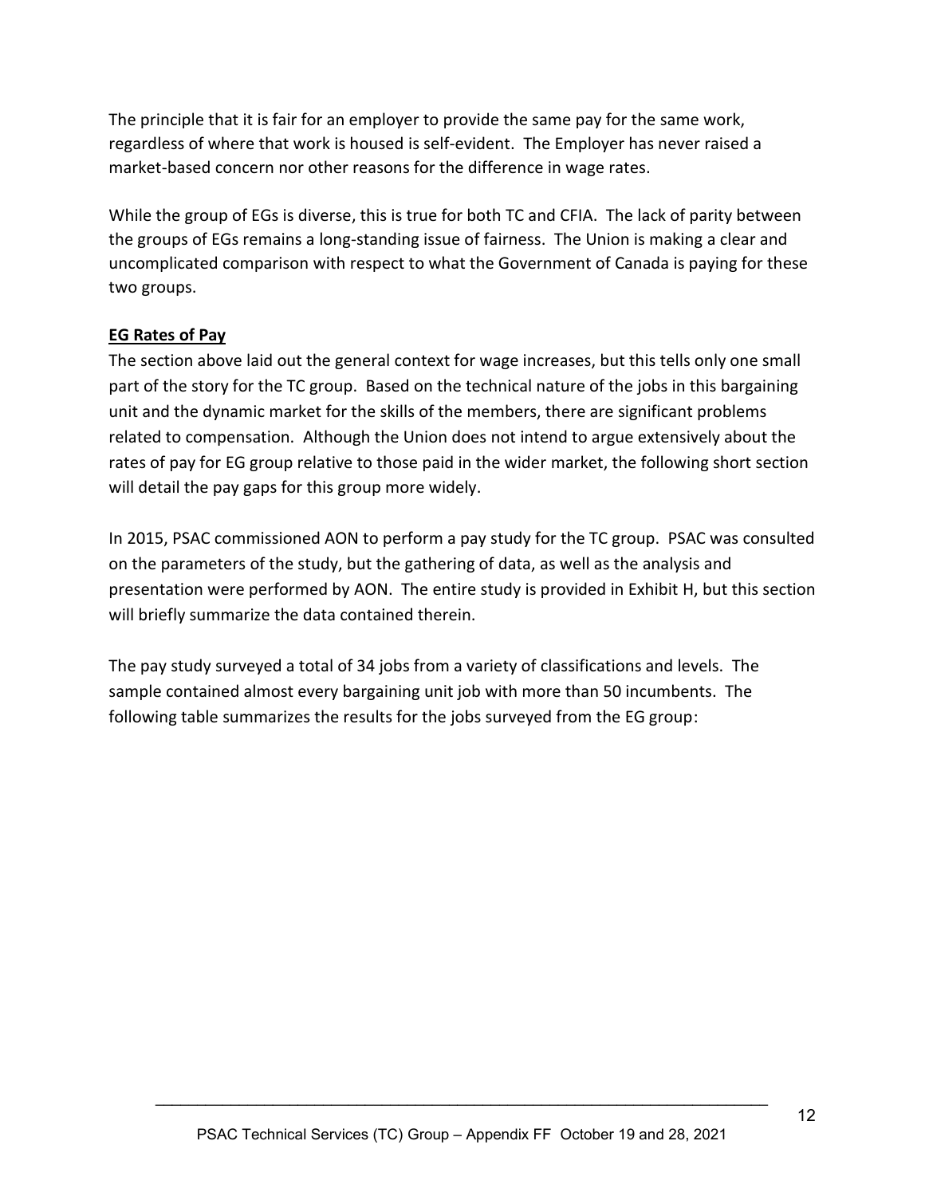The principle that it is fair for an employer to provide the same pay for the same work, regardless of where that work is housed is self-evident. The Employer has never raised a market-based concern nor other reasons for the difference in wage rates.

While the group of EGs is diverse, this is true for both TC and CFIA. The lack of parity between the groups of EGs remains a long-standing issue of fairness. The Union is making a clear and uncomplicated comparison with respect to what the Government of Canada is paying for these two groups.

**EG Rates of Pay**

The section above laid out the general context for wage increases, but this tells only one small part of the story for the TC group. Based on the technical nature of the jobs in this bargaining unit and the dynamic market for the skills of the members, there are significant problems related to compensation. Although the Union does not intend to argue extensively about the rates of pay for EG group relative to those paid in the wider market, the following short section will detail the pay gaps for this group more widely.

In 2015, PSAC commissioned AON to perform a pay study for the TC group. PSAC was consulted on the parameters of the study, but the gathering of data, as well as the analysis and presentation were performed by AON. The entire study is provided in Exhibit H, but this section will briefly summarize the data contained therein.

The pay study surveyed a total of 34 jobs from a variety of classifications and levels. The sample contained almost every bargaining unit job with more than 50 incumbents. The following table summarizes the results for the jobs surveyed from the EG group: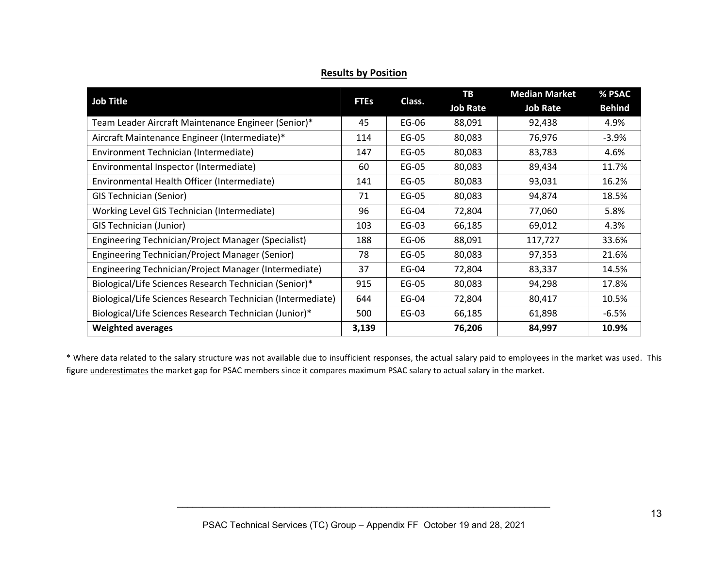## Results by Position

| Job Title | FTEs | Class. | TB Job Rate | Median Market Job Rate | % PSAC Behind |
|---|---|---|---|---|---|
| Team Leader Aircraft Maintenance Engineer (Senior)* | 45 | EG-06 | 88,091 | 92,438 | 4.9% |
| Aircraft Maintenance Engineer (Intermediate)* | 114 | EG-05 | 80,083 | 76,976 | -3.9% |
| Environment Technician (Intermediate) | 147 | EG-05 | 80,083 | 83,783 | 4.6% |
| Environmental Inspector (Intermediate) | 60 | EG-05 | 80,083 | 89,434 | 11.7% |
| Environmental Health Officer (Intermediate) | 141 | EG-05 | 80,083 | 93,031 | 16.2% |
| GIS Technician (Senior) | 71 | EG-05 | 80,083 | 94,874 | 18.5% |
| Working Level GIS Technician (Intermediate) | 96 | EG-04 | 72,804 | 77,060 | 5.8% |
| GIS Technician (Junior) | 103 | EG-03 | 66,185 | 69,012 | 4.3% |
| Engineering Technician/Project Manager (Specialist) | 188 | EG-06 | 88,091 | 117,727 | 33.6% |
| Engineering Technician/Project Manager (Senior) | 78 | EG-05 | 80,083 | 97,353 | 21.6% |
| Engineering Technician/Project Manager (Intermediate) | 37 | EG-04 | 72,804 | 83,337 | 14.5% |
| Biological/Life Sciences Research Technician (Senior)* | 915 | EG-05 | 80,083 | 94,298 | 17.8% |
| Biological/Life Sciences Research Technician (Intermediate) | 644 | EG-04 | 72,804 | 80,417 | 10.5% |
| Biological/Life Sciences Research Technician (Junior)* | 500 | EG-03 | 66,185 | 61,898 | -6.5% |
| **Weighted averages** | **3,139** | | **76,206** | **84,997** | **10.9%** |

* Where data related to the salary structure was not available due to insufficient responses, the actual salary paid to employees in the market was used. This figure underestimates the market gap for PSAC members since it compares maximum PSAC salary to actual salary in the market.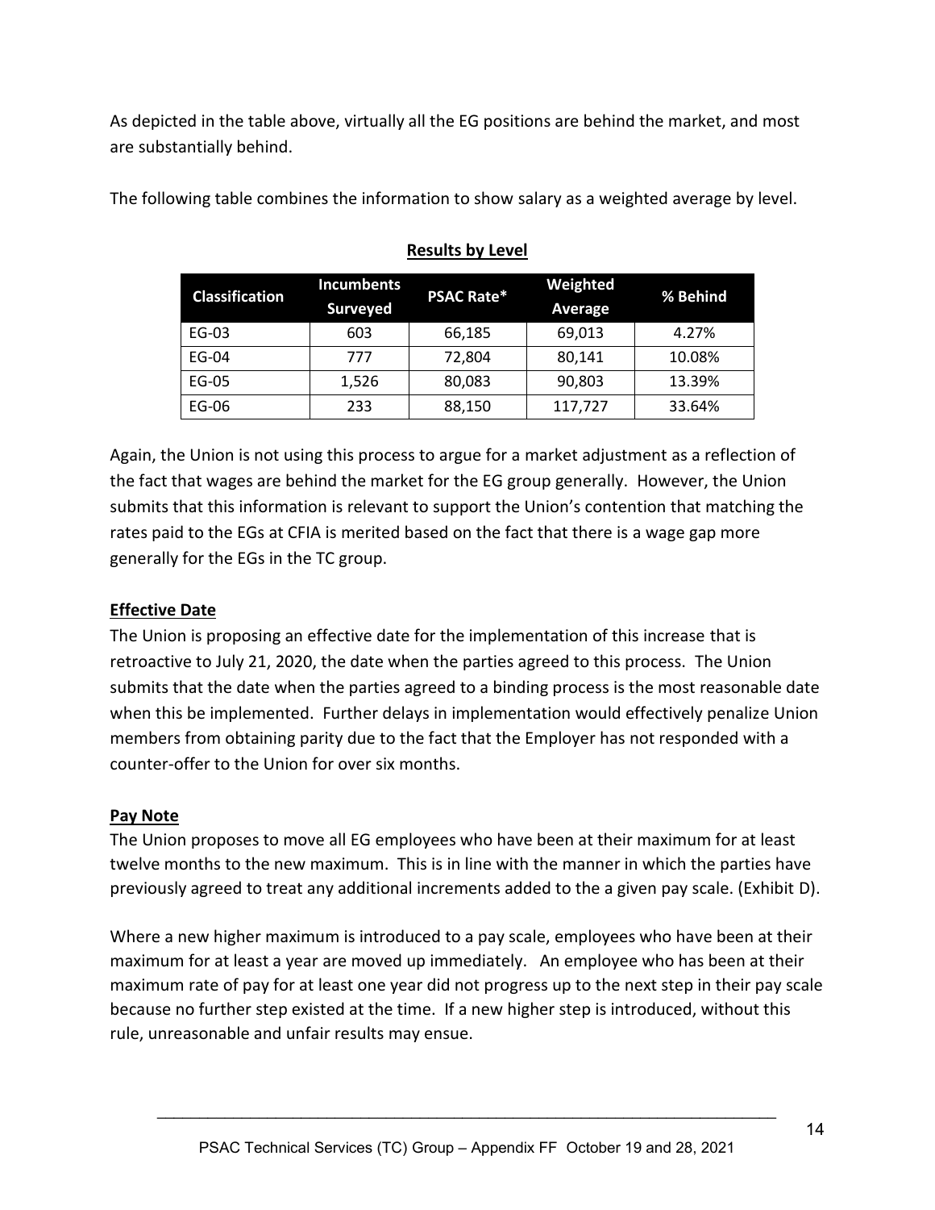As depicted in the table above, virtually all the EG positions are behind the market, and most are substantially behind.

The following table combines the information to show salary as a weighted average by level.

**Results by Level**

| Classification | Incumbents Surveyed | PSAC Rate* | Weighted Average | % Behind |
|---|---|---|---|---|
| EG-03 | 603 | 66,185 | 69,013 | 4.27% |
| EG-04 | 777 | 72,804 | 80,141 | 10.08% |
| EG-05 | 1,526 | 80,083 | 90,803 | 13.39% |
| EG-06 | 233 | 88,150 | 117,727 | 33.64% |

Again, the Union is not using this process to argue for a market adjustment as a reflection of the fact that wages are behind the market for the EG group generally. However, the Union submits that this information is relevant to support the Union's contention that matching the rates paid to the EGs at CFIA is merited based on the fact that there is a wage gap more generally for the EGs in the TC group.

**Effective Date**

The Union is proposing an effective date for the implementation of this increase that is retroactive to July 21, 2020, the date when the parties agreed to this process. The Union submits that the date when the parties agreed to a binding process is the most reasonable date when this be implemented. Further delays in implementation would effectively penalize Union members from obtaining parity due to the fact that the Employer has not responded with a counter-offer to the Union for over six months.

**Pay Note**

The Union proposes to move all EG employees who have been at their maximum for at least twelve months to the new maximum. This is in line with the manner in which the parties have previously agreed to treat any additional increments added to the a given pay scale. (Exhibit D).

Where a new higher maximum is introduced to a pay scale, employees who have been at their maximum for at least a year are moved up immediately. An employee who has been at their maximum rate of pay for at least one year did not progress up to the next step in their pay scale because no further step existed at the time. If a new higher step is introduced, without this rule, unreasonable and unfair results may ensue.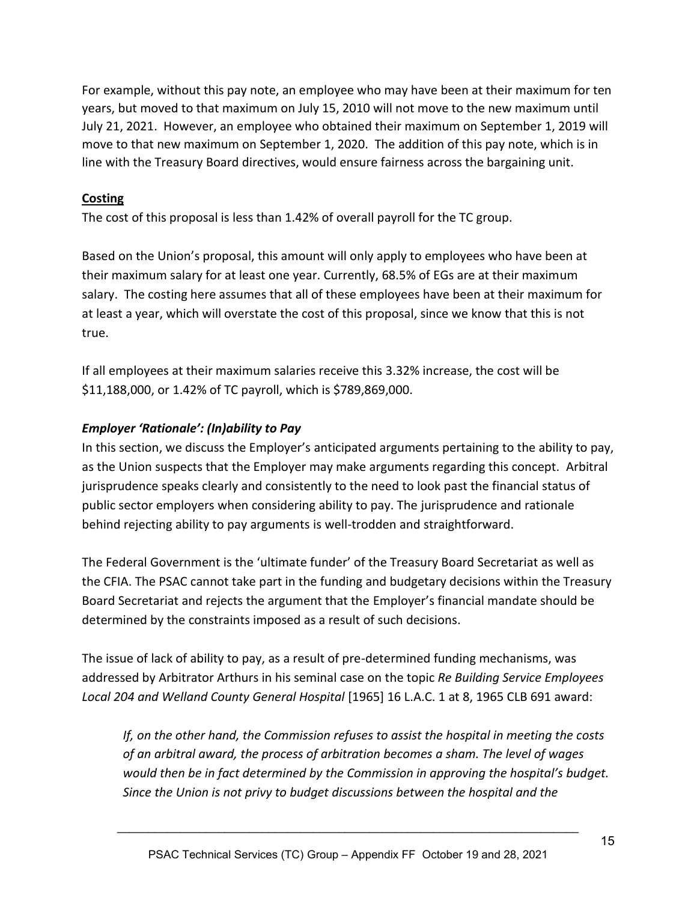For example, without this pay note, an employee who may have been at their maximum for ten years, but moved to that maximum on July 15, 2010 will not move to the new maximum until July 21, 2021. However, an employee who obtained their maximum on September 1, 2019 will move to that new maximum on September 1, 2020. The addition of this pay note, which is in line with the Treasury Board directives, would ensure fairness across the bargaining unit.

**Costing**

The cost of this proposal is less than 1.42% of overall payroll for the TC group.

Based on the Union's proposal, this amount will only apply to employees who have been at their maximum salary for at least one year. Currently, 68.5% of EGs are at their maximum salary. The costing here assumes that all of these employees have been at their maximum for at least a year, which will overstate the cost of this proposal, since we know that this is not true.

If all employees at their maximum salaries receive this 3.32% increase, the cost will be $11,188,000, or 1.42% of TC payroll, which is $789,869,000.

***Employer 'Rationale': (In)ability to Pay***

In this section, we discuss the Employer's anticipated arguments pertaining to the ability to pay, as the Union suspects that the Employer may make arguments regarding this concept. Arbitral jurisprudence speaks clearly and consistently to the need to look past the financial status of public sector employers when considering ability to pay. The jurisprudence and rationale behind rejecting ability to pay arguments is well-trodden and straightforward.

The Federal Government is the 'ultimate funder' of the Treasury Board Secretariat as well as the CFIA. The PSAC cannot take part in the funding and budgetary decisions within the Treasury Board Secretariat and rejects the argument that the Employer's financial mandate should be determined by the constraints imposed as a result of such decisions.

The issue of lack of ability to pay, as a result of pre-determined funding mechanisms, was addressed by Arbitrator Arthurs in his seminal case on the topic *Re Building Service Employees Local 204 and Welland County General Hospital* [1965] 16 L.A.C. 1 at 8, 1965 CLB 691 award:

> *If, on the other hand, the Commission refuses to assist the hospital in meeting the costs of an arbitral award, the process of arbitration becomes a sham. The level of wages would then be in fact determined by the Commission in approving the hospital's budget. Since the Union is not privy to budget discussions between the hospital and the*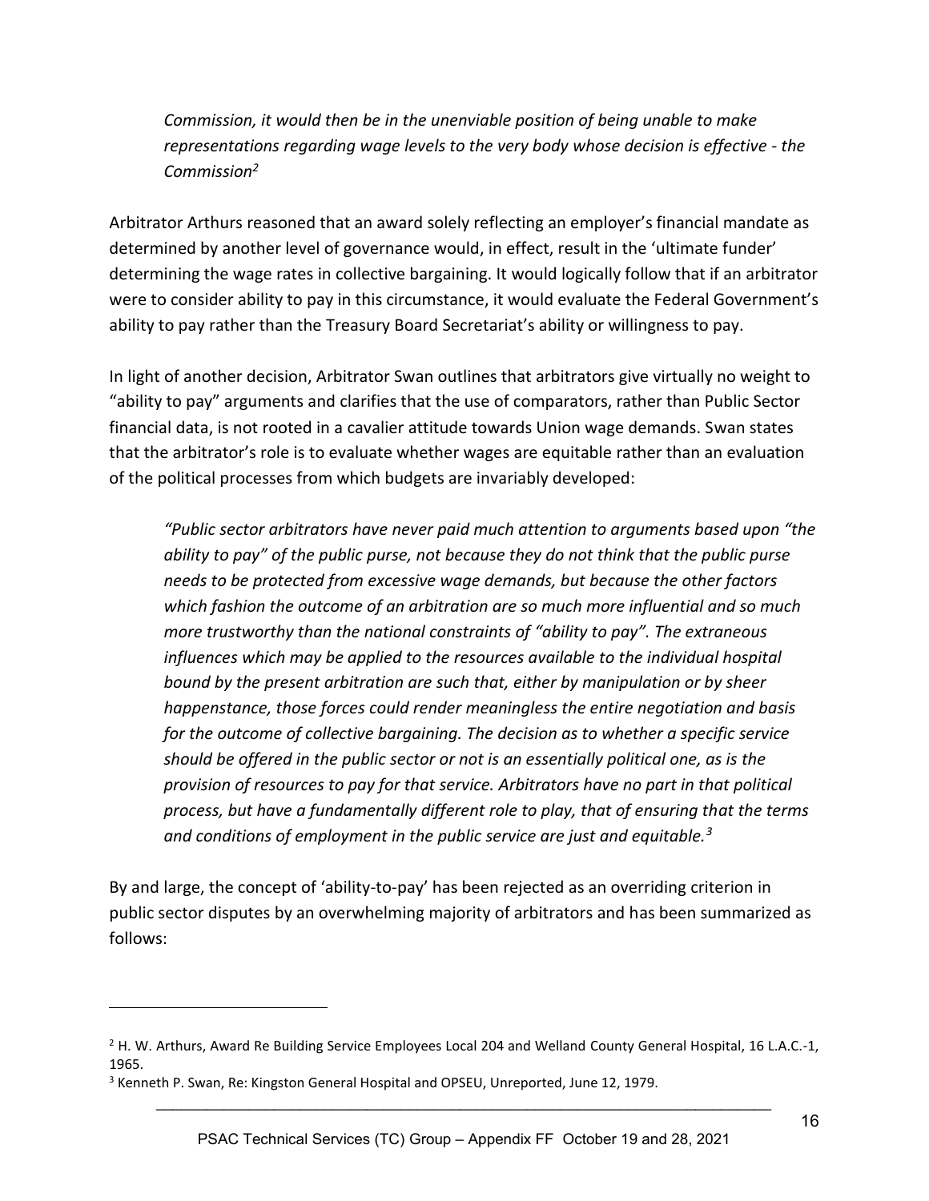*Commission, it would then be in the unenviable position of being unable to make representations regarding wage levels to the very body whose decision is effective - the Commission*[2]

Arbitrator Arthurs reasoned that an award solely reflecting an employer's financial mandate as determined by another level of governance would, in effect, result in the 'ultimate funder' determining the wage rates in collective bargaining. It would logically follow that if an arbitrator were to consider ability to pay in this circumstance, it would evaluate the Federal Government's ability to pay rather than the Treasury Board Secretariat's ability or willingness to pay.

In light of another decision, Arbitrator Swan outlines that arbitrators give virtually no weight to "ability to pay" arguments and clarifies that the use of comparators, rather than Public Sector financial data, is not rooted in a cavalier attitude towards Union wage demands. Swan states that the arbitrator's role is to evaluate whether wages are equitable rather than an evaluation of the political processes from which budgets are invariably developed:

> *"Public sector arbitrators have never paid much attention to arguments based upon "the ability to pay" of the public purse, not because they do not think that the public purse needs to be protected from excessive wage demands, but because the other factors which fashion the outcome of an arbitration are so much more influential and so much more trustworthy than the national constraints of "ability to pay". The extraneous influences which may be applied to the resources available to the individual hospital bound by the present arbitration are such that, either by manipulation or by sheer happenstance, those forces could render meaningless the entire negotiation and basis for the outcome of collective bargaining. The decision as to whether a specific service should be offered in the public sector or not is an essentially political one, as is the provision of resources to pay for that service. Arbitrators have no part in that political process, but have a fundamentally different role to play, that of ensuring that the terms and conditions of employment in the public service are just and equitable.*[3]

By and large, the concept of 'ability-to-pay' has been rejected as an overriding criterion in public sector disputes by an overwhelming majority of arbitrators and has been summarized as follows:

---

[2] H. W. Arthurs, Award Re Building Service Employees Local 204 and Welland County General Hospital, 16 L.A.C.-1, 1965.

[3] Kenneth P. Swan, Re: Kingston General Hospital and OPSEU, Unreported, June 12, 1979.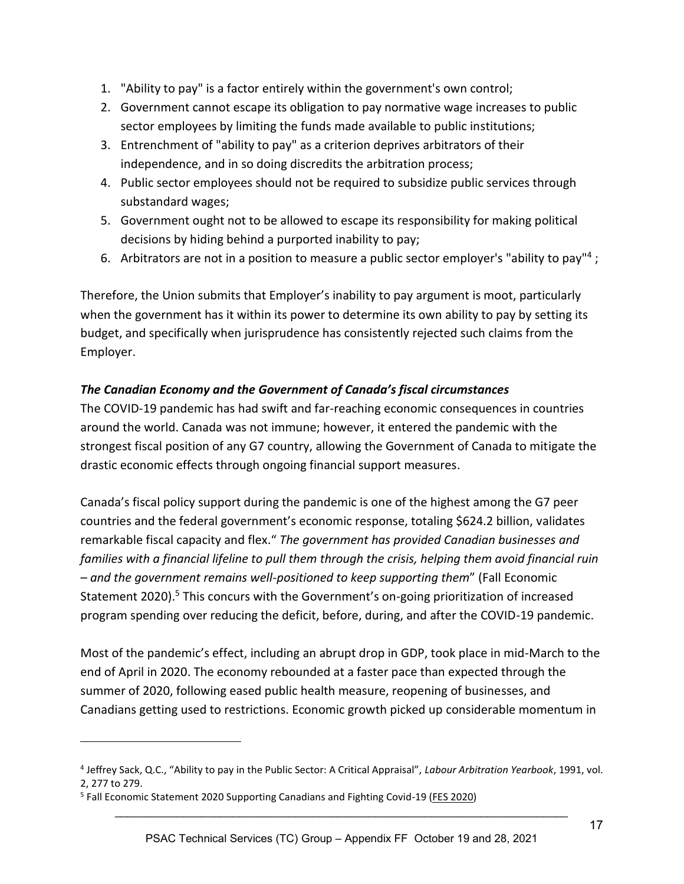1. "Ability to pay" is a factor entirely within the government's own control;
2. Government cannot escape its obligation to pay normative wage increases to public sector employees by limiting the funds made available to public institutions;
3. Entrenchment of "ability to pay" as a criterion deprives arbitrators of their independence, and in so doing discredits the arbitration process;
4. Public sector employees should not be required to subsidize public services through substandard wages;
5. Government ought not to be allowed to escape its responsibility for making political decisions by hiding behind a purported inability to pay;
6. Arbitrators are not in a position to measure a public sector employer's "ability to pay"[4] ;

Therefore, the Union submits that Employer's inability to pay argument is moot, particularly when the government has it within its power to determine its own ability to pay by setting its budget, and specifically when jurisprudence has consistently rejected such claims from the Employer.

### *The Canadian Economy and the Government of Canada's fiscal circumstances*

The COVID-19 pandemic has had swift and far-reaching economic consequences in countries around the world. Canada was not immune; however, it entered the pandemic with the strongest fiscal position of any G7 country, allowing the Government of Canada to mitigate the drastic economic effects through ongoing financial support measures.

Canada's fiscal policy support during the pandemic is one of the highest among the G7 peer countries and the federal government's economic response, totaling $624.2 billion, validates remarkable fiscal capacity and flex." *The government has provided Canadian businesses and families with a financial lifeline to pull them through the crisis, helping them avoid financial ruin – and the government remains well-positioned to keep supporting them*" (Fall Economic Statement 2020).[5] This concurs with the Government's on-going prioritization of increased program spending over reducing the deficit, before, during, and after the COVID-19 pandemic.

Most of the pandemic's effect, including an abrupt drop in GDP, took place in mid-March to the end of April in 2020. The economy rebounded at a faster pace than expected through the summer of 2020, following eased public health measure, reopening of businesses, and Canadians getting used to restrictions. Economic growth picked up considerable momentum in

---

[4] Jeffrey Sack, Q.C., "Ability to pay in the Public Sector: A Critical Appraisal", *Labour Arbitration Yearbook*, 1991, vol. 2, 277 to 279.

[5] Fall Economic Statement 2020 Supporting Canadians and Fighting Covid-19 (FES 2020)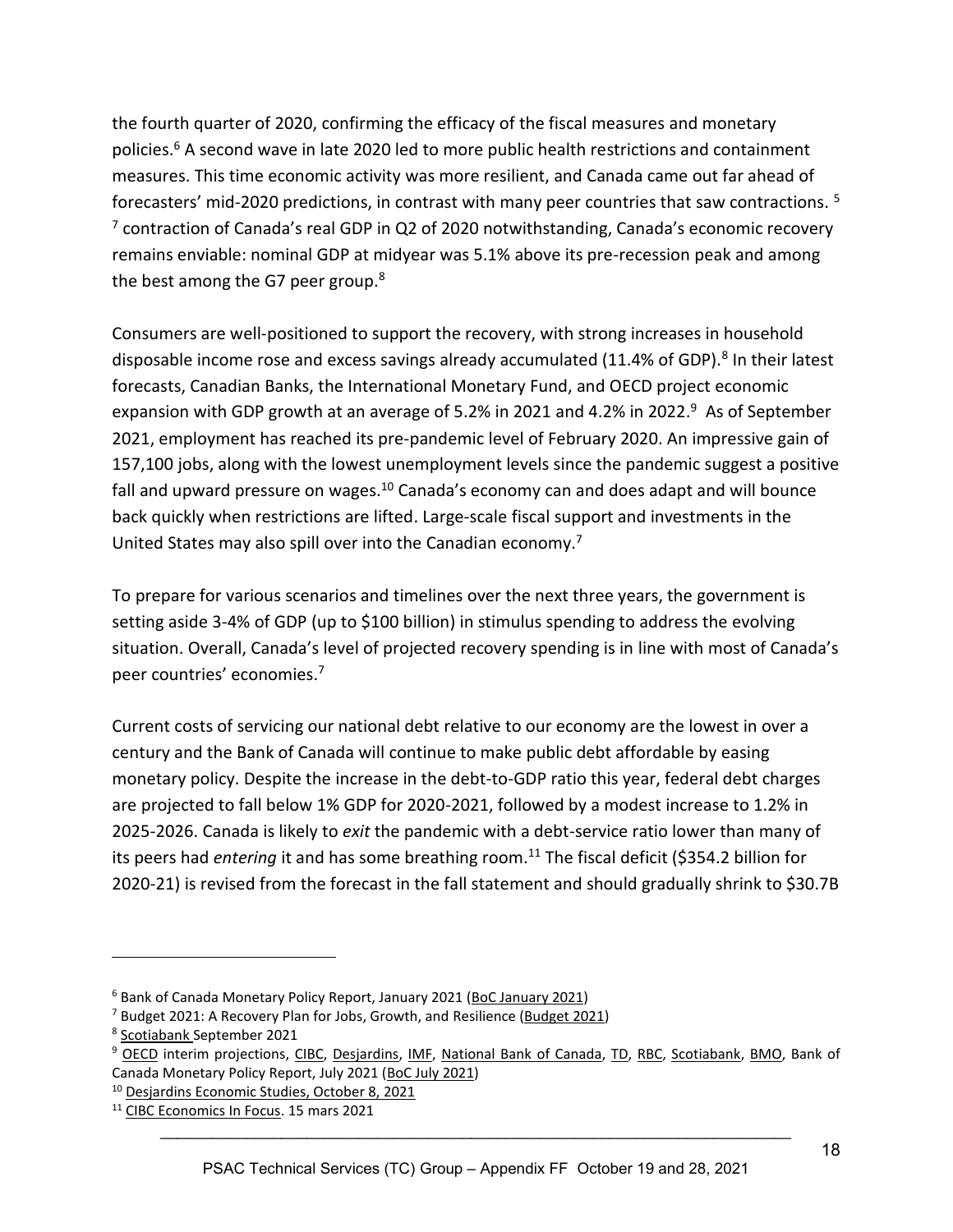the fourth quarter of 2020, confirming the efficacy of the fiscal measures and monetary policies.[6] A second wave in late 2020 led to more public health restrictions and containment measures. This time economic activity was more resilient, and Canada came out far ahead of forecasters' mid-2020 predictions, in contrast with many peer countries that saw contractions. [5] [7] contraction of Canada's real GDP in Q2 of 2020 notwithstanding, Canada's economic recovery remains enviable: nominal GDP at midyear was 5.1% above its pre-recession peak and among the best among the G7 peer group.[8]

Consumers are well-positioned to support the recovery, with strong increases in household disposable income rose and excess savings already accumulated (11.4% of GDP).[8] In their latest forecasts, Canadian Banks, the International Monetary Fund, and OECD project economic expansion with GDP growth at an average of 5.2% in 2021 and 4.2% in 2022.[9] As of September 2021, employment has reached its pre-pandemic level of February 2020. An impressive gain of 157,100 jobs, along with the lowest unemployment levels since the pandemic suggest a positive fall and upward pressure on wages.[10] Canada's economy can and does adapt and will bounce back quickly when restrictions are lifted. Large-scale fiscal support and investments in the United States may also spill over into the Canadian economy.[7]

To prepare for various scenarios and timelines over the next three years, the government is setting aside 3-4% of GDP (up to $100 billion) in stimulus spending to address the evolving situation. Overall, Canada's level of projected recovery spending is in line with most of Canada's peer countries' economies.[7]

Current costs of servicing our national debt relative to our economy are the lowest in over a century and the Bank of Canada will continue to make public debt affordable by easing monetary policy. Despite the increase in the debt-to-GDP ratio this year, federal debt charges are projected to fall below 1% GDP for 2020-2021, followed by a modest increase to 1.2% in 2025-2026. Canada is likely to *exit* the pandemic with a debt-service ratio lower than many of its peers had *entering* it and has some breathing room.[11] The fiscal deficit ($354.2 billion for 2020-21) is revised from the forecast in the fall statement and should gradually shrink to $30.7B

---

[6] Bank of Canada Monetary Policy Report, January 2021 (BoC January 2021)

[7] Budget 2021: A Recovery Plan for Jobs, Growth, and Resilience (Budget 2021)

[8] Scotiabank September 2021

[9] OECD interim projections, CIBC, Desjardins, IMF, National Bank of Canada, TD, RBC, Scotiabank, BMO, Bank of Canada Monetary Policy Report, July 2021 (BoC July 2021)

[10] Desjardins Economic Studies, October 8, 2021

[11] CIBC Economics In Focus. 15 mars 2021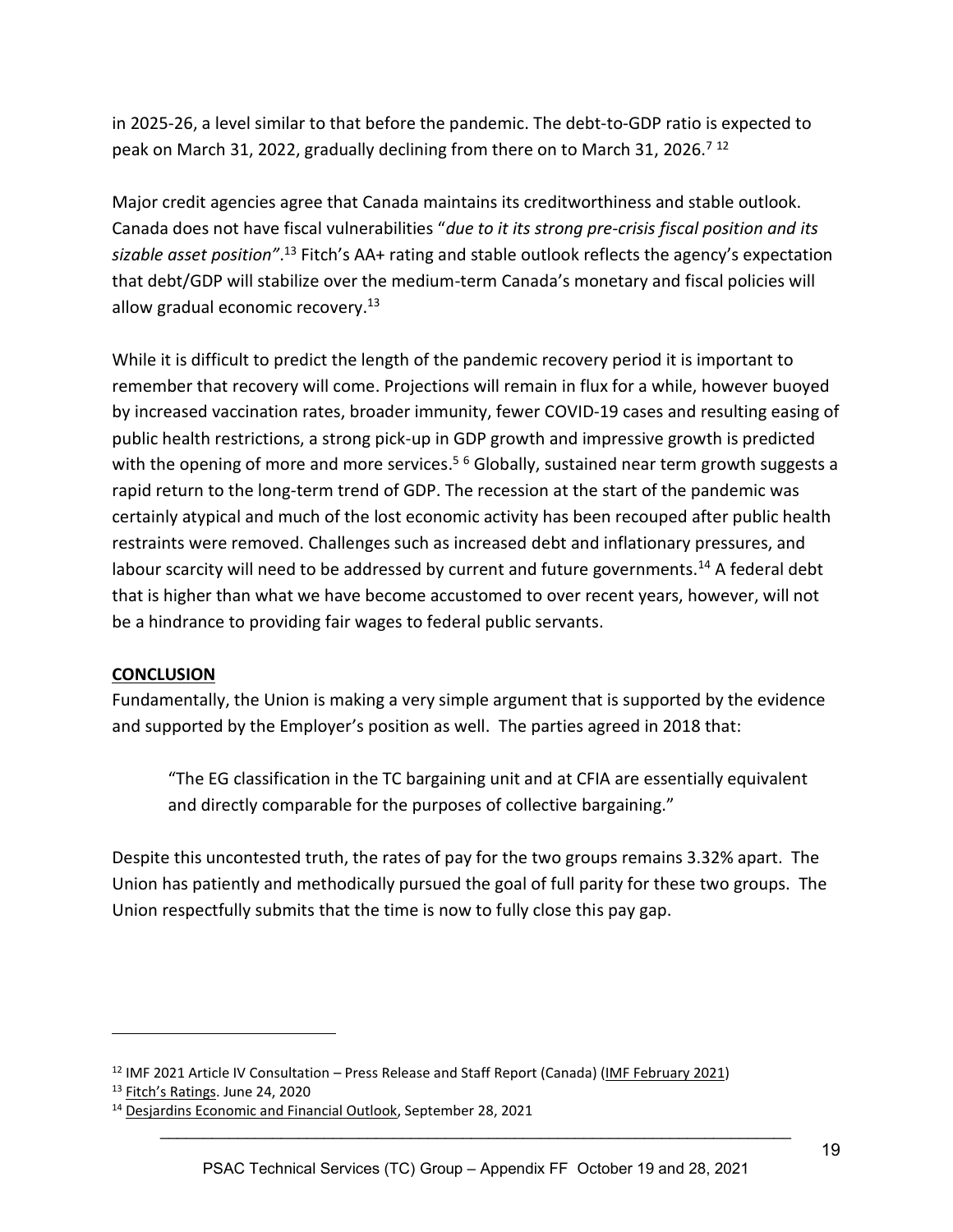in 2025-26, a level similar to that before the pandemic. The debt-to-GDP ratio is expected to peak on March 31, 2022, gradually declining from there on to March 31, 2026.[7] [12]

Major credit agencies agree that Canada maintains its creditworthiness and stable outlook. Canada does not have fiscal vulnerabilities "*due to it its strong pre-crisis fiscal position and its sizable asset position"*.[13] Fitch's AA+ rating and stable outlook reflects the agency's expectation that debt/GDP will stabilize over the medium-term Canada's monetary and fiscal policies will allow gradual economic recovery.[13]

While it is difficult to predict the length of the pandemic recovery period it is important to remember that recovery will come. Projections will remain in flux for a while, however buoyed by increased vaccination rates, broader immunity, fewer COVID-19 cases and resulting easing of public health restrictions, a strong pick-up in GDP growth and impressive growth is predicted with the opening of more and more services.[5] [6] Globally, sustained near term growth suggests a rapid return to the long-term trend of GDP. The recession at the start of the pandemic was certainly atypical and much of the lost economic activity has been recouped after public health restraints were removed. Challenges such as increased debt and inflationary pressures, and labour scarcity will need to be addressed by current and future governments.[14] A federal debt that is higher than what we have become accustomed to over recent years, however, will not be a hindrance to providing fair wages to federal public servants.

**CONCLUSION**

Fundamentally, the Union is making a very simple argument that is supported by the evidence and supported by the Employer's position as well. The parties agreed in 2018 that:

> "The EG classification in the TC bargaining unit and at CFIA are essentially equivalent and directly comparable for the purposes of collective bargaining."

Despite this uncontested truth, the rates of pay for the two groups remains 3.32% apart. The Union has patiently and methodically pursued the goal of full parity for these two groups. The Union respectfully submits that the time is now to fully close this pay gap.

---

[12] IMF 2021 Article IV Consultation – Press Release and Staff Report (Canada) (IMF February 2021)

[13] Fitch's Ratings. June 24, 2020

[14] Desjardins Economic and Financial Outlook, September 28, 2021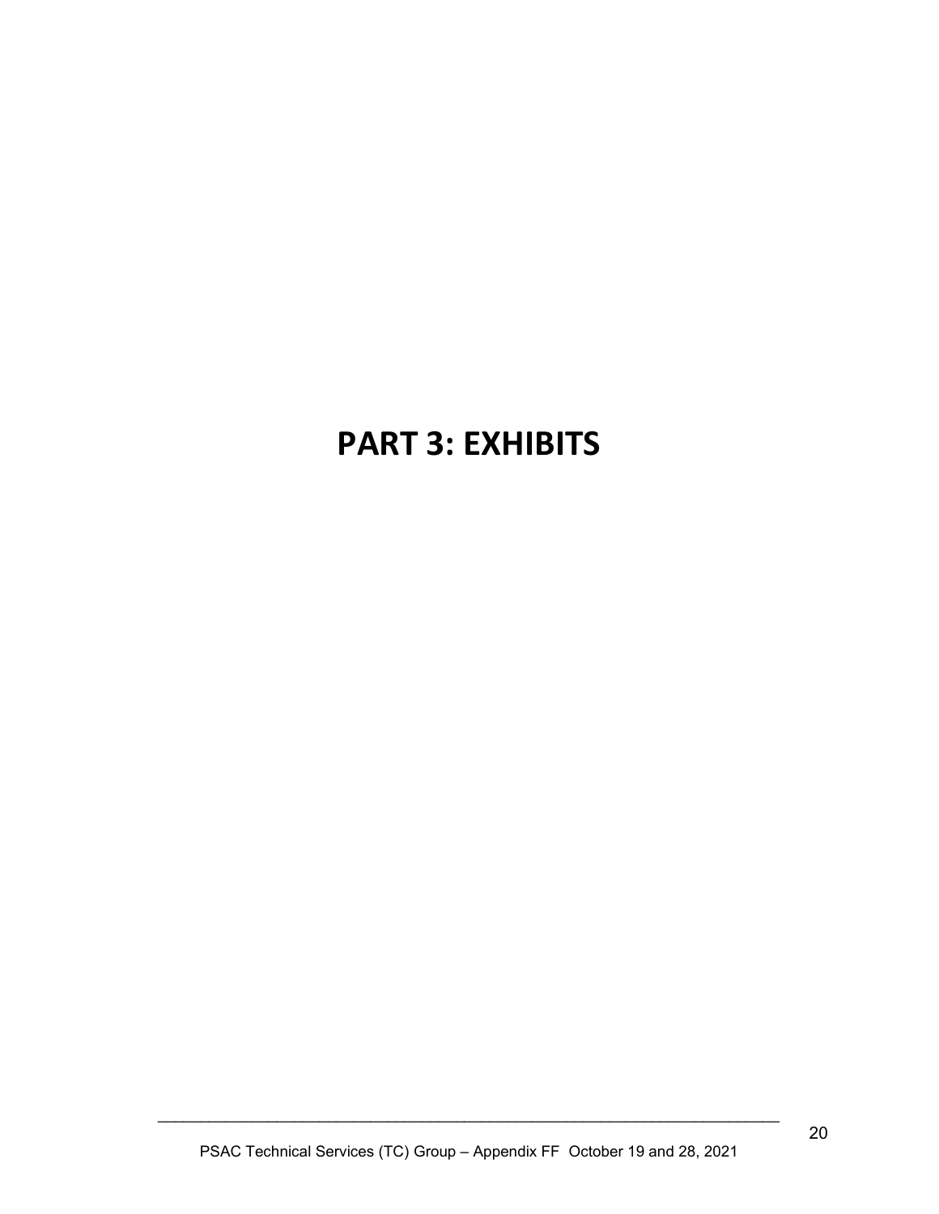# PART 3: EXHIBITS